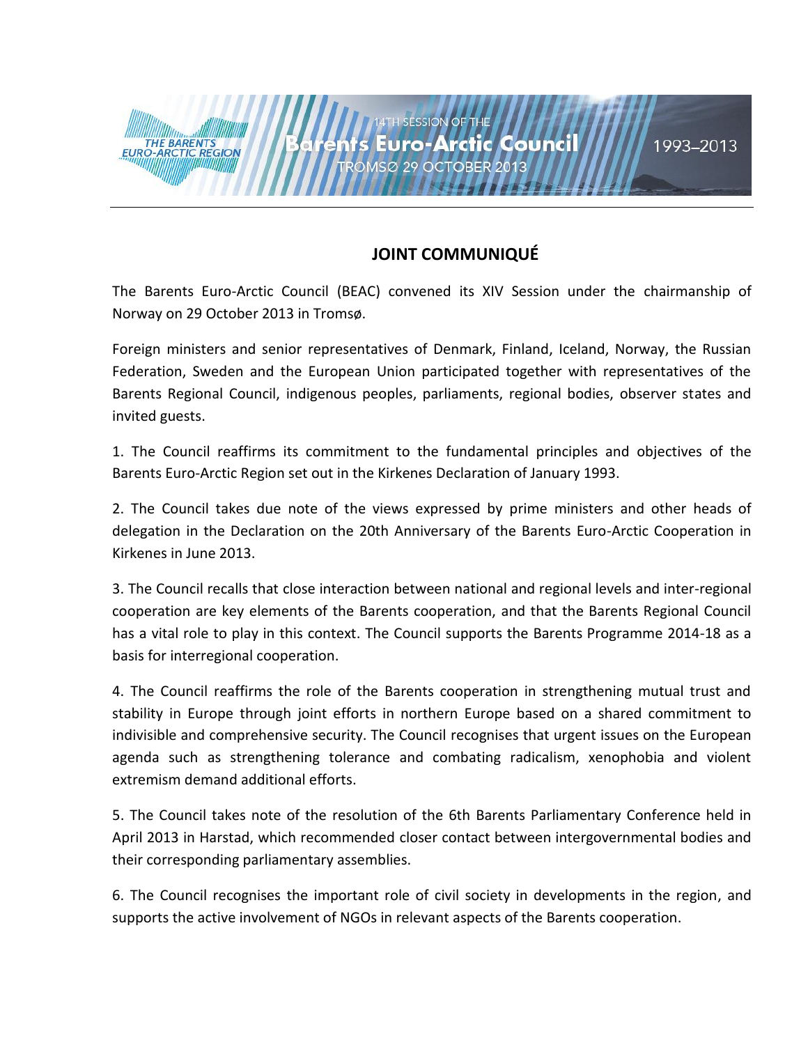# JOINT COMMUNIQUÉ

The Barents Euro-Arctic Council (BEAC) convened its XIV Session under the chairmanship of Norway on 29 October 2013 in Tromsø.

Foreign ministers and senior representatives of Denmark, Finland, Iceland, Norway, the Russian Federation, Sweden and the European Union participated together with representatives of the Barents Regional Council, indigenous peoples, parliaments, regional bodies, observer states and invited guests.

1. The Council reaffirms its commitment to the fundamental principles and objectives of the Barents Euro-Arctic Region set out in the Kirkenes Declaration of January 1993.

2. The Council takes due note of the views expressed by prime ministers and other heads of delegation in the Declaration on the 20th Anniversary of the Barents Euro-Arctic Cooperation in Kirkenes in June 2013.

3. The Council recalls that close interaction between national and regional levels and inter-regional cooperation are key elements of the Barents cooperation, and that the Barents Regional Council has a vital role to play in this context. The Council supports the Barents Programme 2014-18 as a basis for interregional cooperation.

4. The Council reaffirms the role of the Barents cooperation in strengthening mutual trust and stability in Europe through joint efforts in northern Europe based on a shared commitment to indivisible and comprehensive security. The Council recognises that urgent issues on the European agenda such as strengthening tolerance and combating radicalism, xenophobia and violent extremism demand additional efforts.

5. The Council takes note of the resolution of the 6th Barents Parliamentary Conference held in April 2013 in Harstad, which recommended closer contact between intergovernmental bodies and their corresponding parliamentary assemblies.

6. The Council recognises the important role of civil society in developments in the region, and supports the active involvement of NGOs in relevant aspects of the Barents cooperation.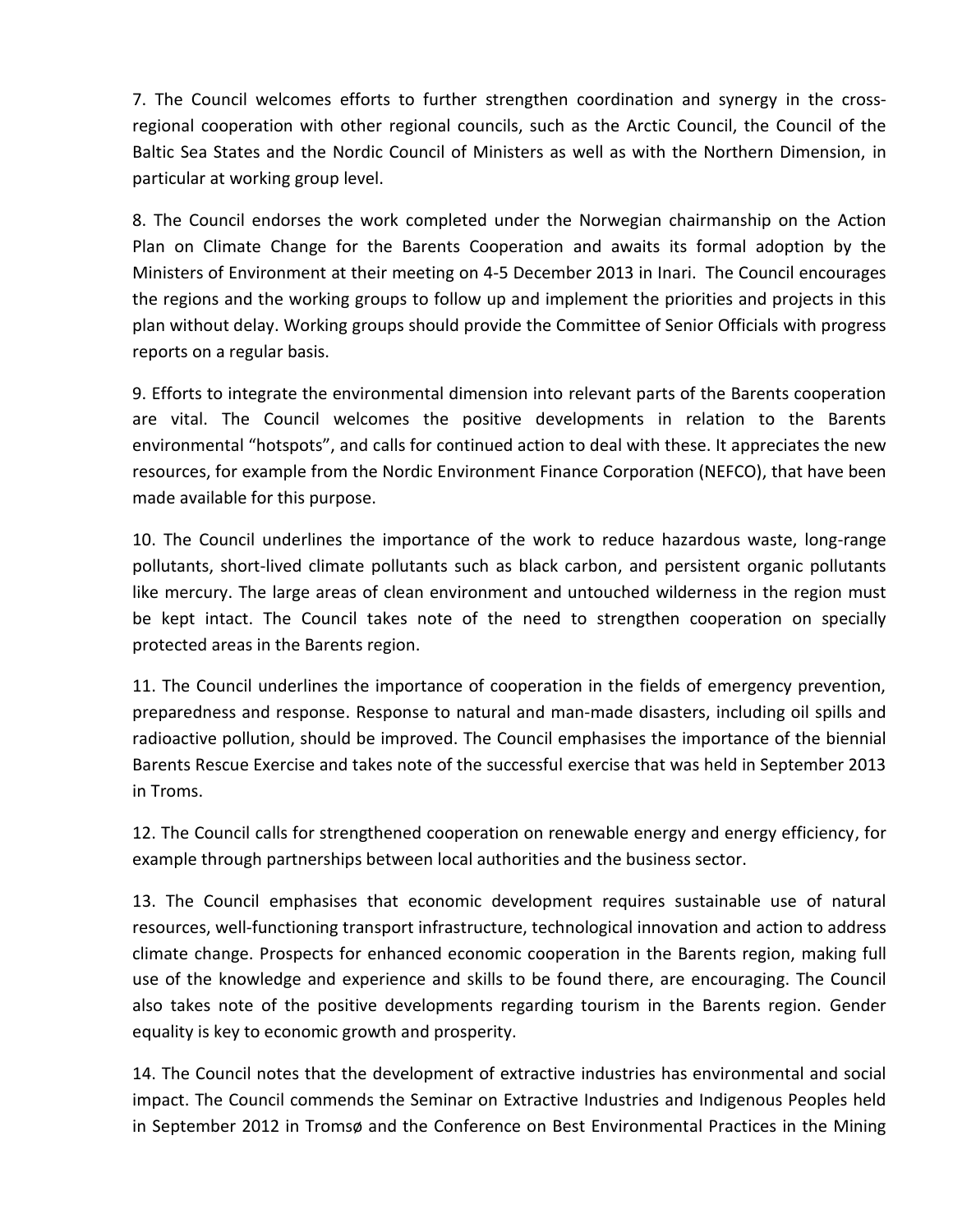7. The Council welcomes efforts to further strengthen coordination and synergy in the cross-regional cooperation with other regional councils, such as the Arctic Council, the Council of the Baltic Sea States and the Nordic Council of Ministers as well as with the Northern Dimension, in particular at working group level.

8. The Council endorses the work completed under the Norwegian chairmanship on the Action Plan on Climate Change for the Barents Cooperation and awaits its formal adoption by the Ministers of Environment at their meeting on 4-5 December 2013 in Inari. The Council encourages the regions and the working groups to follow up and implement the priorities and projects in this plan without delay. Working groups should provide the Committee of Senior Officials with progress reports on a regular basis.

9. Efforts to integrate the environmental dimension into relevant parts of the Barents cooperation are vital. The Council welcomes the positive developments in relation to the Barents environmental "hotspots", and calls for continued action to deal with these. It appreciates the new resources, for example from the Nordic Environment Finance Corporation (NEFCO), that have been made available for this purpose.

10. The Council underlines the importance of the work to reduce hazardous waste, long-range pollutants, short-lived climate pollutants such as black carbon, and persistent organic pollutants like mercury. The large areas of clean environment and untouched wilderness in the region must be kept intact. The Council takes note of the need to strengthen cooperation on specially protected areas in the Barents region.

11. The Council underlines the importance of cooperation in the fields of emergency prevention, preparedness and response. Response to natural and man-made disasters, including oil spills and radioactive pollution, should be improved. The Council emphasises the importance of the biennial Barents Rescue Exercise and takes note of the successful exercise that was held in September 2013 in Troms.

12. The Council calls for strengthened cooperation on renewable energy and energy efficiency, for example through partnerships between local authorities and the business sector.

13. The Council emphasises that economic development requires sustainable use of natural resources, well-functioning transport infrastructure, technological innovation and action to address climate change. Prospects for enhanced economic cooperation in the Barents region, making full use of the knowledge and experience and skills to be found there, are encouraging. The Council also takes note of the positive developments regarding tourism in the Barents region. Gender equality is key to economic growth and prosperity.

14. The Council notes that the development of extractive industries has environmental and social impact. The Council commends the Seminar on Extractive Industries and Indigenous Peoples held in September 2012 in Tromsø and the Conference on Best Environmental Practices in the Mining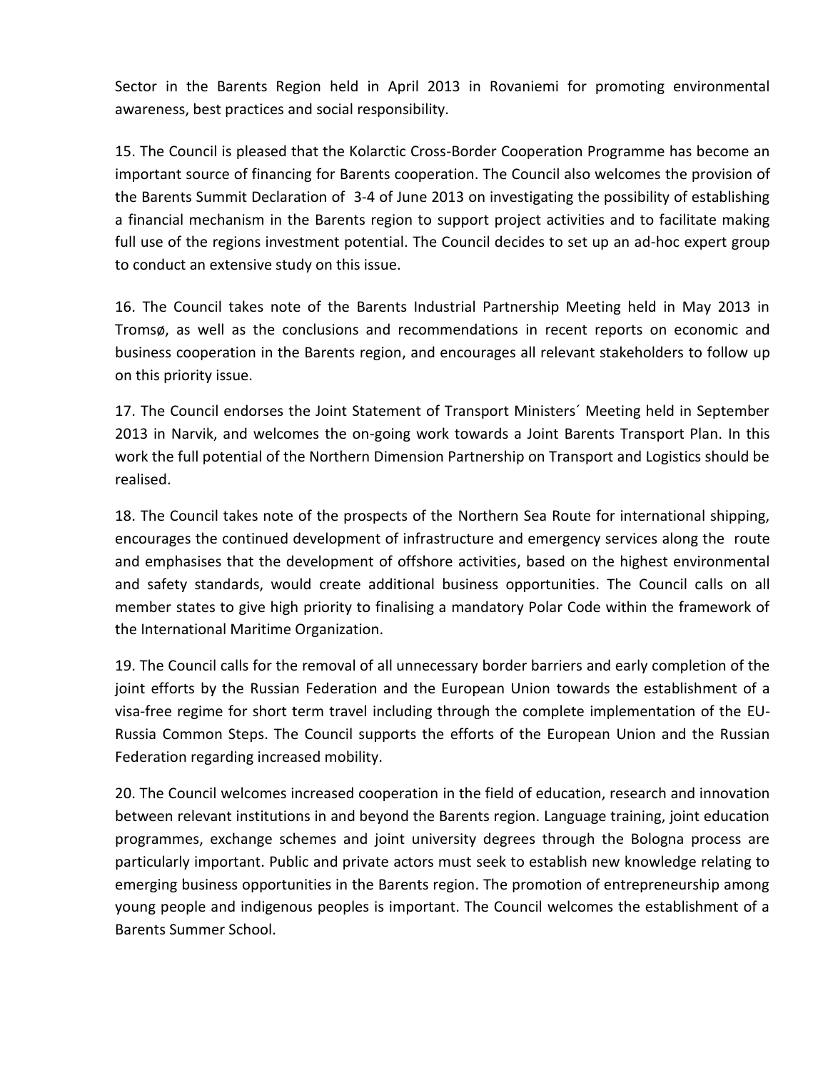Sector in the Barents Region held in April 2013 in Rovaniemi for promoting environmental awareness, best practices and social responsibility.

15. The Council is pleased that the Kolarctic Cross-Border Cooperation Programme has become an important source of financing for Barents cooperation. The Council also welcomes the provision of the Barents Summit Declaration of 3-4 of June 2013 on investigating the possibility of establishing a financial mechanism in the Barents region to support project activities and to facilitate making full use of the regions investment potential. The Council decides to set up an ad-hoc expert group to conduct an extensive study on this issue.

16. The Council takes note of the Barents Industrial Partnership Meeting held in May 2013 in Tromsø, as well as the conclusions and recommendations in recent reports on economic and business cooperation in the Barents region, and encourages all relevant stakeholders to follow up on this priority issue.

17. The Council endorses the Joint Statement of Transport Ministers´ Meeting held in September 2013 in Narvik, and welcomes the on-going work towards a Joint Barents Transport Plan. In this work the full potential of the Northern Dimension Partnership on Transport and Logistics should be realised.

18. The Council takes note of the prospects of the Northern Sea Route for international shipping, encourages the continued development of infrastructure and emergency services along the route and emphasises that the development of offshore activities, based on the highest environmental and safety standards, would create additional business opportunities. The Council calls on all member states to give high priority to finalising a mandatory Polar Code within the framework of the International Maritime Organization.

19. The Council calls for the removal of all unnecessary border barriers and early completion of the joint efforts by the Russian Federation and the European Union towards the establishment of a visa-free regime for short term travel including through the complete implementation of the EU-Russia Common Steps. The Council supports the efforts of the European Union and the Russian Federation regarding increased mobility.

20. The Council welcomes increased cooperation in the field of education, research and innovation between relevant institutions in and beyond the Barents region. Language training, joint education programmes, exchange schemes and joint university degrees through the Bologna process are particularly important. Public and private actors must seek to establish new knowledge relating to emerging business opportunities in the Barents region. The promotion of entrepreneurship among young people and indigenous peoples is important. The Council welcomes the establishment of a Barents Summer School.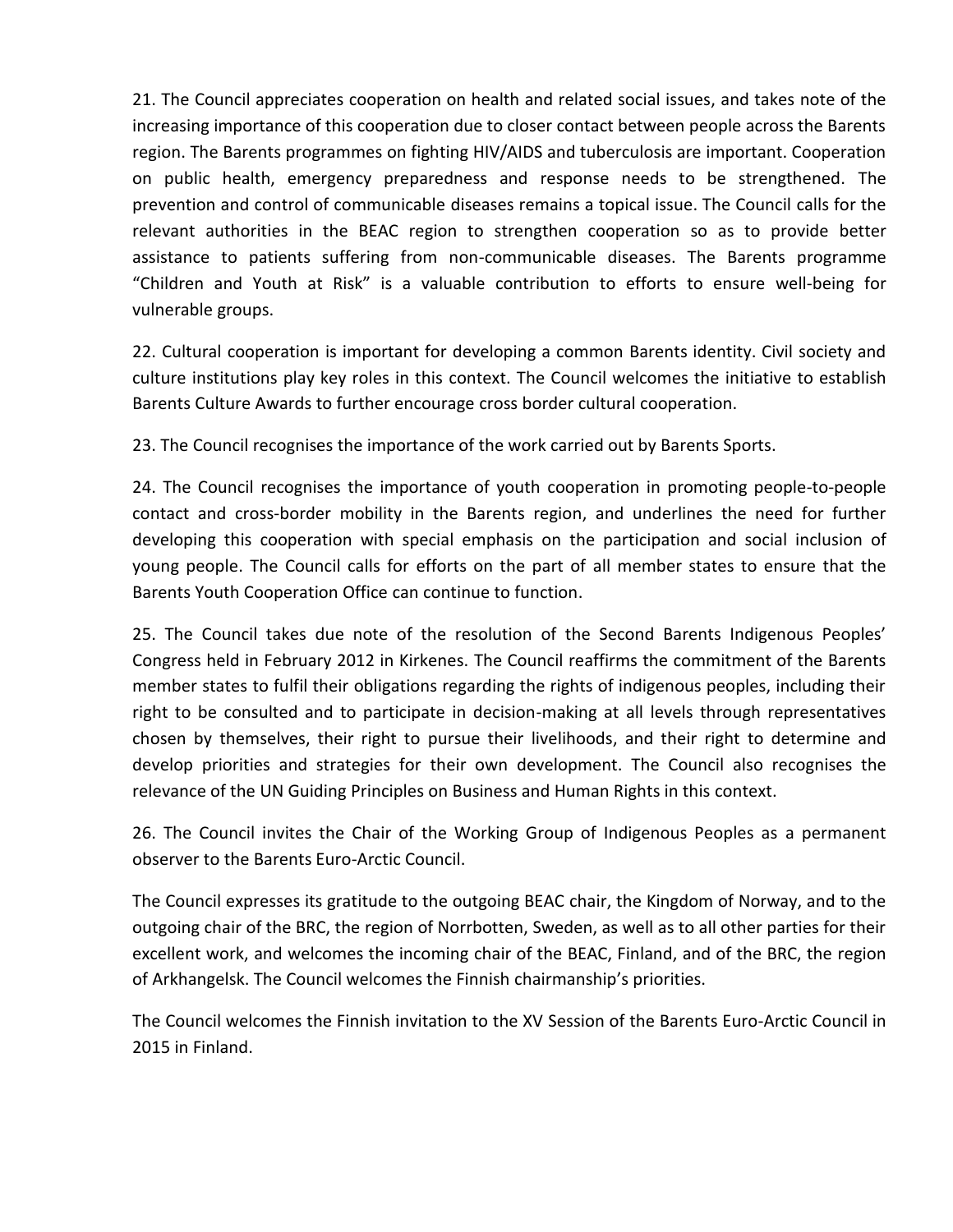21. The Council appreciates cooperation on health and related social issues, and takes note of the increasing importance of this cooperation due to closer contact between people across the Barents region. The Barents programmes on fighting HIV/AIDS and tuberculosis are important. Cooperation on public health, emergency preparedness and response needs to be strengthened. The prevention and control of communicable diseases remains a topical issue. The Council calls for the relevant authorities in the BEAC region to strengthen cooperation so as to provide better assistance to patients suffering from non-communicable diseases. The Barents programme "Children and Youth at Risk" is a valuable contribution to efforts to ensure well-being for vulnerable groups.

22. Cultural cooperation is important for developing a common Barents identity. Civil society and culture institutions play key roles in this context. The Council welcomes the initiative to establish Barents Culture Awards to further encourage cross border cultural cooperation.

23. The Council recognises the importance of the work carried out by Barents Sports.

24. The Council recognises the importance of youth cooperation in promoting people-to-people contact and cross-border mobility in the Barents region, and underlines the need for further developing this cooperation with special emphasis on the participation and social inclusion of young people. The Council calls for efforts on the part of all member states to ensure that the Barents Youth Cooperation Office can continue to function.

25. The Council takes due note of the resolution of the Second Barents Indigenous Peoples' Congress held in February 2012 in Kirkenes. The Council reaffirms the commitment of the Barents member states to fulfil their obligations regarding the rights of indigenous peoples, including their right to be consulted and to participate in decision-making at all levels through representatives chosen by themselves, their right to pursue their livelihoods, and their right to determine and develop priorities and strategies for their own development. The Council also recognises the relevance of the UN Guiding Principles on Business and Human Rights in this context.

26. The Council invites the Chair of the Working Group of Indigenous Peoples as a permanent observer to the Barents Euro-Arctic Council.

The Council expresses its gratitude to the outgoing BEAC chair, the Kingdom of Norway, and to the outgoing chair of the BRC, the region of Norrbotten, Sweden, as well as to all other parties for their excellent work, and welcomes the incoming chair of the BEAC, Finland, and of the BRC, the region of Arkhangelsk. The Council welcomes the Finnish chairmanship's priorities.

The Council welcomes the Finnish invitation to the XV Session of the Barents Euro-Arctic Council in 2015 in Finland.